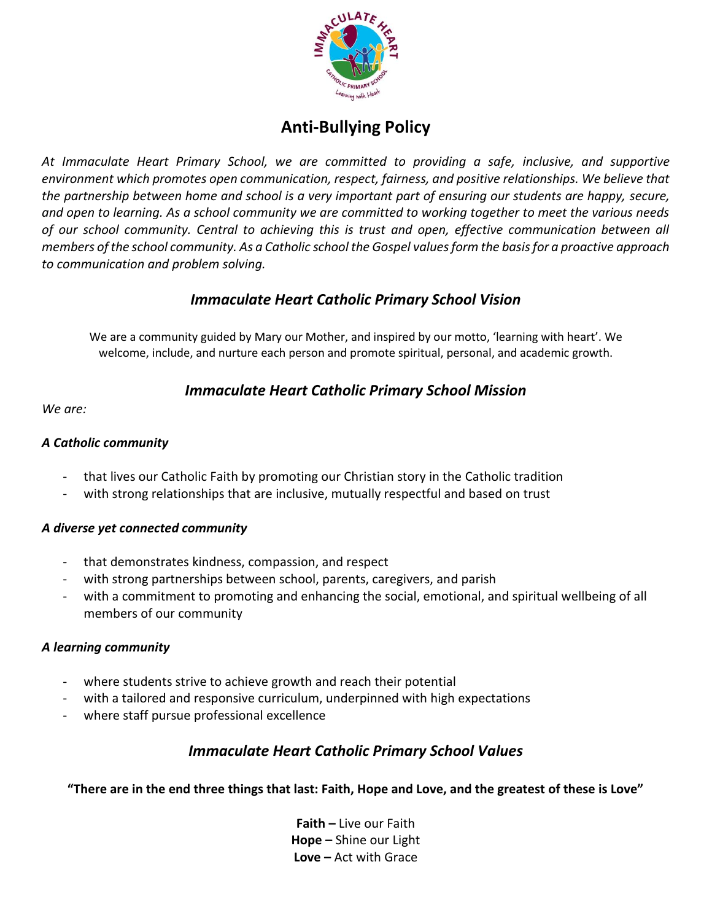# Anti-Bullying Policy

*At Immaculate Heart Primary School, we are committed to providing a safe, inclusive, and supportive environment which promotes open communication, respect, fairness, and positive relationships. We believe that the partnership between home and school is a very important part of ensuring our students are happy, secure, and open to learning. As a school community we are committed to working together to meet the various needs of our school community. Central to achieving this is trust and open, effective communication between all members of the school community. As a Catholic school the Gospel values form the basis for a proactive approach to communication and problem solving.*

## *Immaculate Heart Catholic Primary School Vision*

We are a community guided by Mary our Mother, and inspired by our motto, 'learning with heart'. We welcome, include, and nurture each person and promote spiritual, personal, and academic growth.

## *Immaculate Heart Catholic Primary School Mission*

*We are:*

### *A Catholic community*

- that lives our Catholic Faith by promoting our Christian story in the Catholic tradition
- with strong relationships that are inclusive, mutually respectful and based on trust

### *A diverse yet connected community*

- that demonstrates kindness, compassion, and respect
- with strong partnerships between school, parents, caregivers, and parish
- with a commitment to promoting and enhancing the social, emotional, and spiritual wellbeing of all members of our community

### *A learning community*

- where students strive to achieve growth and reach their potential
- with a tailored and responsive curriculum, underpinned with high expectations
- where staff pursue professional excellence

## *Immaculate Heart Catholic Primary School Values*

**"There are in the end three things that last: Faith, Hope and Love, and the greatest of these is Love"**

**Faith –** Live our Faith
**Hope –** Shine our Light
**Love –** Act with Grace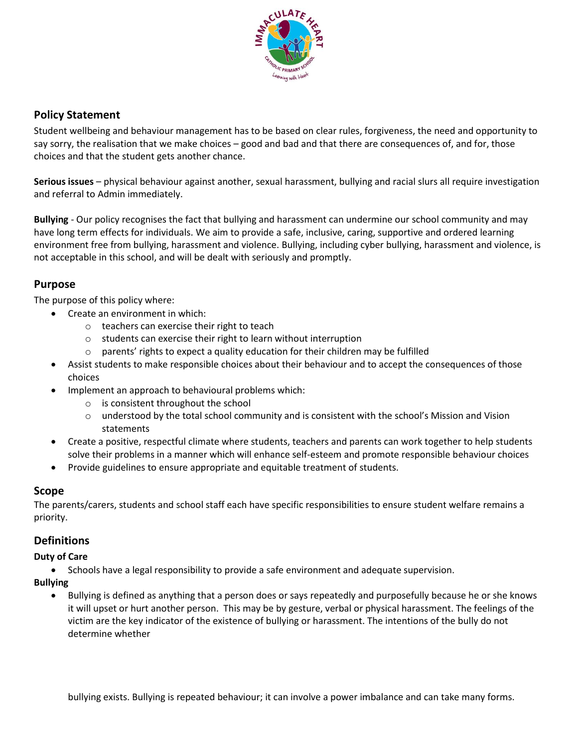## Policy Statement

Student wellbeing and behaviour management has to be based on clear rules, forgiveness, the need and opportunity to say sorry, the realisation that we make choices – good and bad and that there are consequences of, and for, those choices and that the student gets another chance.

**Serious issues** – physical behaviour against another, sexual harassment, bullying and racial slurs all require investigation and referral to Admin immediately.

**Bullying** - Our policy recognises the fact that bullying and harassment can undermine our school community and may have long term effects for individuals. We aim to provide a safe, inclusive, caring, supportive and ordered learning environment free from bullying, harassment and violence. Bullying, including cyber bullying, harassment and violence, is not acceptable in this school, and will be dealt with seriously and promptly.

## Purpose

The purpose of this policy where:

- Create an environment in which:
  - teachers can exercise their right to teach
  - students can exercise their right to learn without interruption
  - parents' rights to expect a quality education for their children may be fulfilled
- Assist students to make responsible choices about their behaviour and to accept the consequences of those choices
- Implement an approach to behavioural problems which:
  - is consistent throughout the school
  - understood by the total school community and is consistent with the school's Mission and Vision statements
- Create a positive, respectful climate where students, teachers and parents can work together to help students solve their problems in a manner which will enhance self-esteem and promote responsible behaviour choices
- Provide guidelines to ensure appropriate and equitable treatment of students.

## Scope

The parents/carers, students and school staff each have specific responsibilities to ensure student welfare remains a priority.

## Definitions

### Duty of Care

- Schools have a legal responsibility to provide a safe environment and adequate supervision.

### Bullying

- Bullying is defined as anything that a person does or says repeatedly and purposefully because he or she knows it will upset or hurt another person. This may be by gesture, verbal or physical harassment. The feelings of the victim are the key indicator of the existence of bullying or harassment. The intentions of the bully do not determine whether bullying exists. Bullying is repeated behaviour; it can involve a power imbalance and can take many forms.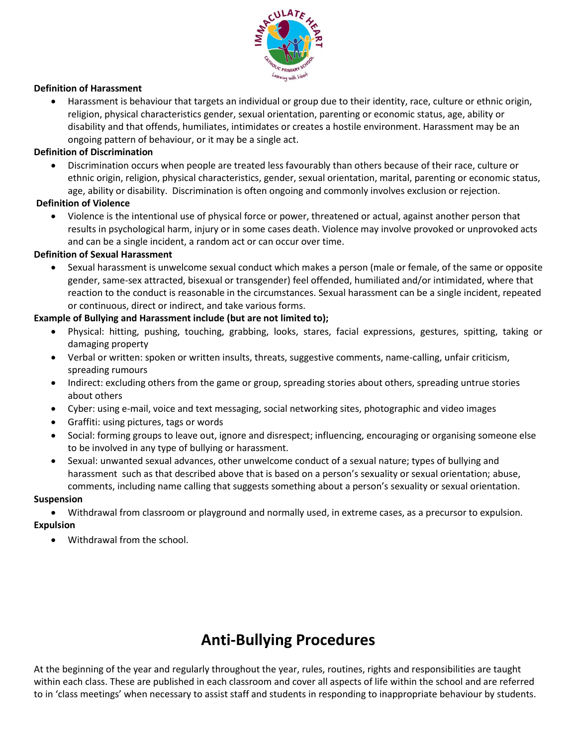**Definition of Harassment**

- Harassment is behaviour that targets an individual or group due to their identity, race, culture or ethnic origin, religion, physical characteristics gender, sexual orientation, parenting or economic status, age, ability or disability and that offends, humiliates, intimidates or creates a hostile environment. Harassment may be an ongoing pattern of behaviour, or it may be a single act.

**Definition of Discrimination**

- Discrimination occurs when people are treated less favourably than others because of their race, culture or ethnic origin, religion, physical characteristics, gender, sexual orientation, marital, parenting or economic status, age, ability or disability. Discrimination is often ongoing and commonly involves exclusion or rejection.

**Definition of Violence**

- Violence is the intentional use of physical force or power, threatened or actual, against another person that results in psychological harm, injury or in some cases death. Violence may involve provoked or unprovoked acts and can be a single incident, a random act or can occur over time.

**Definition of Sexual Harassment**

- Sexual harassment is unwelcome sexual conduct which makes a person (male or female, of the same or opposite gender, same-sex attracted, bisexual or transgender) feel offended, humiliated and/or intimidated, where that reaction to the conduct is reasonable in the circumstances. Sexual harassment can be a single incident, repeated or continuous, direct or indirect, and take various forms.

**Example of Bullying and Harassment include (but are not limited to);**

- Physical: hitting, pushing, touching, grabbing, looks, stares, facial expressions, gestures, spitting, taking or damaging property
- Verbal or written: spoken or written insults, threats, suggestive comments, name-calling, unfair criticism, spreading rumours
- Indirect: excluding others from the game or group, spreading stories about others, spreading untrue stories about others
- Cyber: using e-mail, voice and text messaging, social networking sites, photographic and video images
- Graffiti: using pictures, tags or words
- Social: forming groups to leave out, ignore and disrespect; influencing, encouraging or organising someone else to be involved in any type of bullying or harassment.
- Sexual: unwanted sexual advances, other unwelcome conduct of a sexual nature; types of bullying and harassment such as that described above that is based on a person's sexuality or sexual orientation; abuse, comments, including name calling that suggests something about a person's sexuality or sexual orientation.

**Suspension**

- Withdrawal from classroom or playground and normally used, in extreme cases, as a precursor to expulsion.

**Expulsion**

- Withdrawal from the school.

# Anti-Bullying Procedures

At the beginning of the year and regularly throughout the year, rules, routines, rights and responsibilities are taught within each class. These are published in each classroom and cover all aspects of life within the school and are referred to in 'class meetings' when necessary to assist staff and students in responding to inappropriate behaviour by students.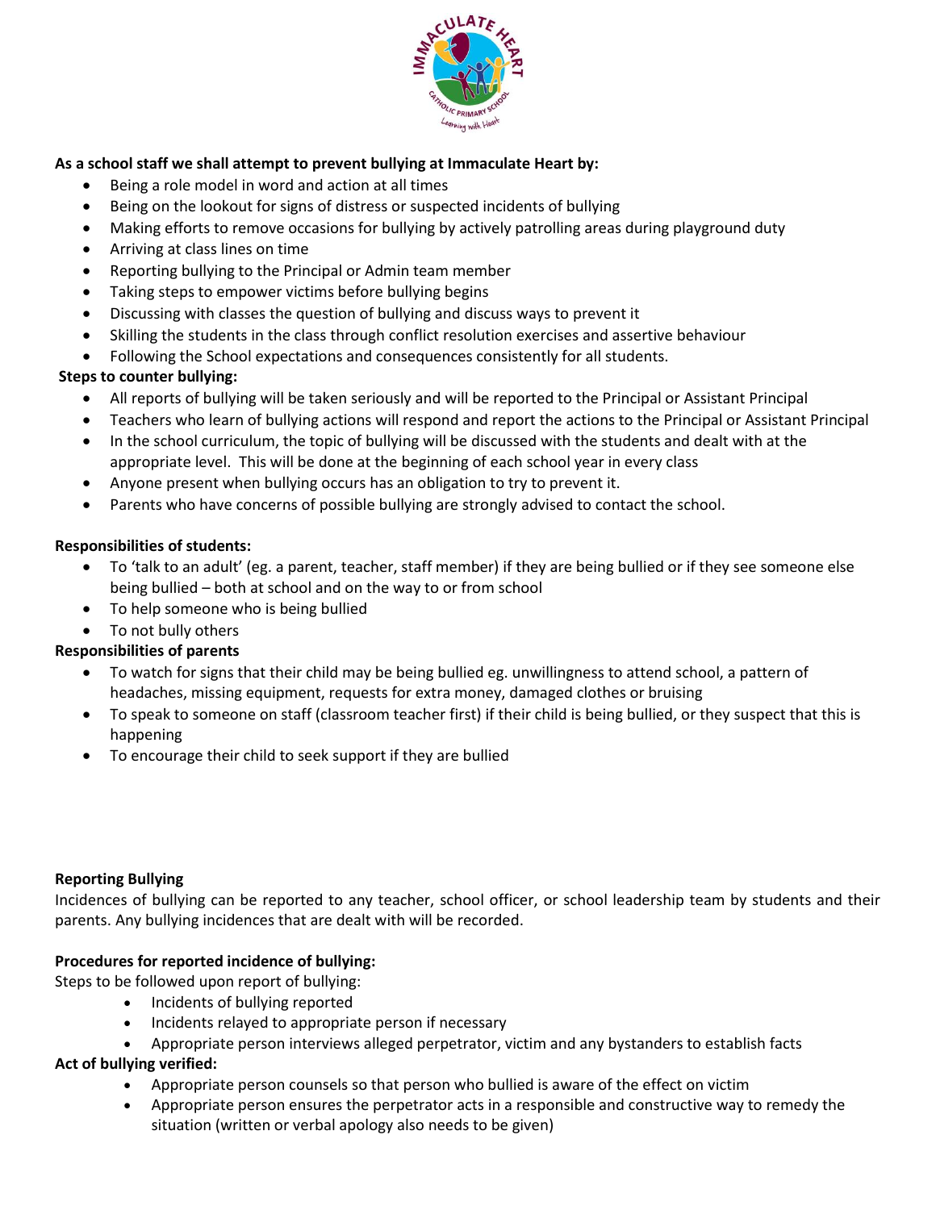**As a school staff we shall attempt to prevent bullying at Immaculate Heart by:**

- Being a role model in word and action at all times
- Being on the lookout for signs of distress or suspected incidents of bullying
- Making efforts to remove occasions for bullying by actively patrolling areas during playground duty
- Arriving at class lines on time
- Reporting bullying to the Principal or Admin team member
- Taking steps to empower victims before bullying begins
- Discussing with classes the question of bullying and discuss ways to prevent it
- Skilling the students in the class through conflict resolution exercises and assertive behaviour
- Following the School expectations and consequences consistently for all students.

**Steps to counter bullying:**

- All reports of bullying will be taken seriously and will be reported to the Principal or Assistant Principal
- Teachers who learn of bullying actions will respond and report the actions to the Principal or Assistant Principal
- In the school curriculum, the topic of bullying will be discussed with the students and dealt with at the appropriate level. This will be done at the beginning of each school year in every class
- Anyone present when bullying occurs has an obligation to try to prevent it.
- Parents who have concerns of possible bullying are strongly advised to contact the school.

**Responsibilities of students:**

- To 'talk to an adult' (eg. a parent, teacher, staff member) if they are being bullied or if they see someone else being bullied – both at school and on the way to or from school
- To help someone who is being bullied
- To not bully others

**Responsibilities of parents**

- To watch for signs that their child may be being bullied eg. unwillingness to attend school, a pattern of headaches, missing equipment, requests for extra money, damaged clothes or bruising
- To speak to someone on staff (classroom teacher first) if their child is being bullied, or they suspect that this is happening
- To encourage their child to seek support if they are bullied

**Reporting Bullying**

Incidences of bullying can be reported to any teacher, school officer, or school leadership team by students and their parents. Any bullying incidences that are dealt with will be recorded.

**Procedures for reported incidence of bullying:**

Steps to be followed upon report of bullying:

- Incidents of bullying reported
- Incidents relayed to appropriate person if necessary
- Appropriate person interviews alleged perpetrator, victim and any bystanders to establish facts

**Act of bullying verified:**

- Appropriate person counsels so that person who bullied is aware of the effect on victim
- Appropriate person ensures the perpetrator acts in a responsible and constructive way to remedy the situation (written or verbal apology also needs to be given)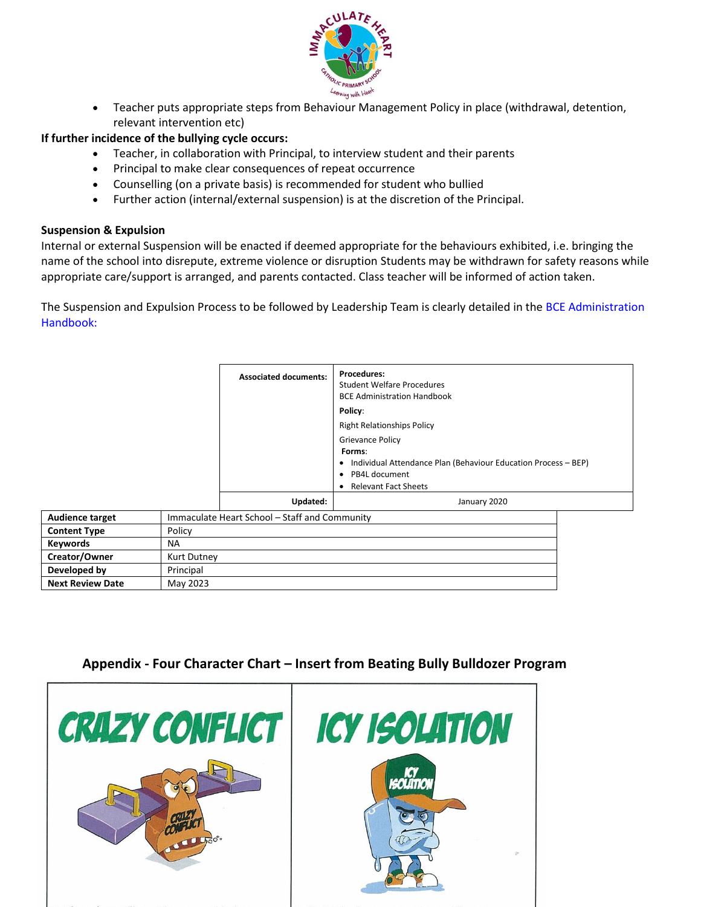- Teacher puts appropriate steps from Behaviour Management Policy in place (withdrawal, detention, relevant intervention etc)

**If further incidence of the bullying cycle occurs:**

- Teacher, in collaboration with Principal, to interview student and their parents
- Principal to make clear consequences of repeat occurrence
- Counselling (on a private basis) is recommended for student who bullied
- Further action (internal/external suspension) is at the discretion of the Principal.

**Suspension & Expulsion**

Internal or external Suspension will be enacted if deemed appropriate for the behaviours exhibited, i.e. bringing the name of the school into disrepute, extreme violence or disruption Students may be withdrawn for safety reasons while appropriate care/support is arranged, and parents contacted. Class teacher will be informed of action taken.

The Suspension and Expulsion Process to be followed by Leadership Team is clearly detailed in the BCE Administration Handbook:

| | |
|---|---|
| **Associated documents:** | **Procedures:**<br>Student Welfare Procedures<br>BCE Administration Handbook<br>**Policy**:<br>Right Relationships Policy<br>Grievance Policy<br>**Forms**:<br>• Individual Attendance Plan (Behaviour Education Process – BEP)<br>• PB4L document<br>• Relevant Fact Sheets |
| **Updated:** | January 2020 |

| | |
|---|---|
| **Audience target** | Immaculate Heart School – Staff and Community |
| **Content Type** | Policy |
| **Keywords** | NA |
| **Creator/Owner** | Kurt Dutney |
| **Developed by** | Principal |
| **Next Review Date** | May 2023 |

## Appendix - Four Character Chart – Insert from Beating Bully Bulldozer Program

CRAZY CONFLICT

ICY ISOLATION